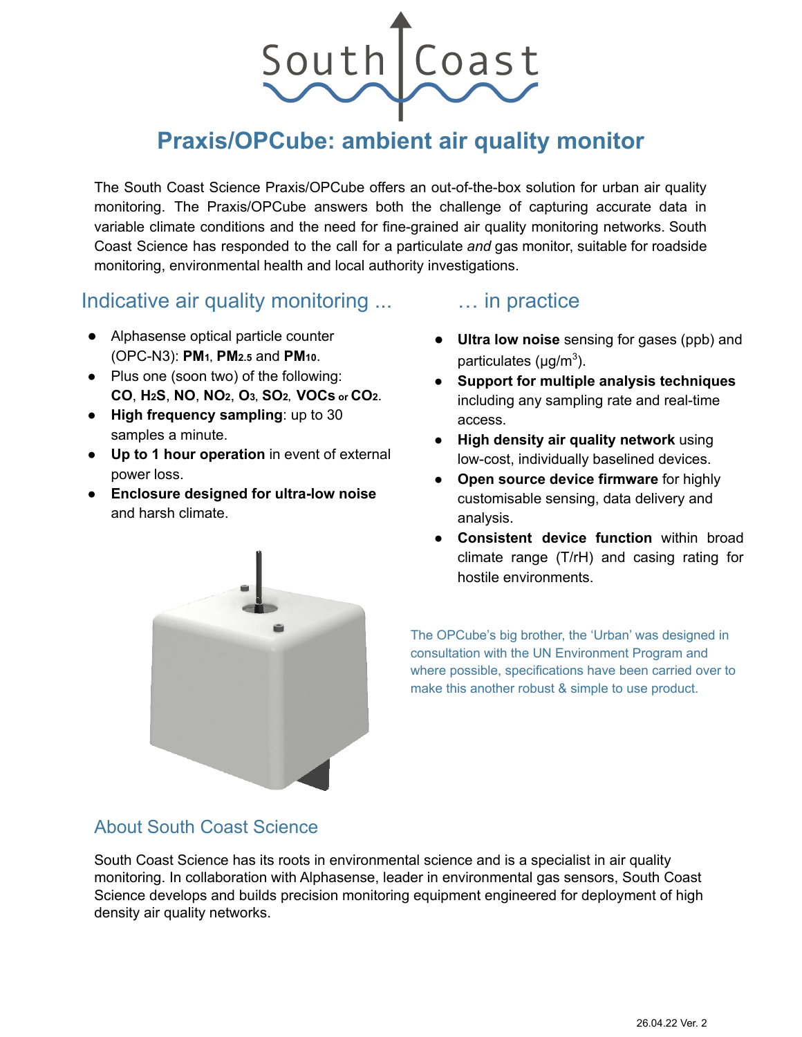South Coast

# Praxis/OPCube: ambient air quality monitor

The South Coast Science Praxis/OPCube offers an out-of-the-box solution for urban air quality monitoring. The Praxis/OPCube answers both the challenge of capturing accurate data in variable climate conditions and the need for fine-grained air quality monitoring networks. South Coast Science has responded to the call for a particulate *and* gas monitor, suitable for roadside monitoring, environmental health and local authority investigations.

## Indicative air quality monitoring ...

- Alphasense optical particle counter (OPC-N3): **$PM_1$**, **$PM_{2.5}$** and **$PM_{10}$**.
- Plus one (soon two) of the following: **CO**, **$H_2S$**, **NO**, **$NO_2$**, **$O_3$**, **$SO_2$**, **VOCs** or **$CO_2$**.
- **High frequency sampling**: up to 30 samples a minute.
- **Up to 1 hour operation** in event of external power loss.
- **Enclosure designed for ultra-low noise** and harsh climate.

## … in practice

- **Ultra low noise** sensing for gases (ppb) and particulates (µg/m$^3$).
- **Support for multiple analysis techniques** including any sampling rate and real-time access.
- **High density air quality network** using low-cost, individually baselined devices.
- **Open source device firmware** for highly customisable sensing, data delivery and analysis.
- **Consistent device function** within broad climate range (T/rH) and casing rating for hostile environments.

The OPCube's big brother, the 'Urban' was designed in consultation with the UN Environment Program and where possible, specifications have been carried over to make this another robust & simple to use product.

## About South Coast Science

South Coast Science has its roots in environmental science and is a specialist in air quality monitoring. In collaboration with Alphasense, leader in environmental gas sensors, South Coast Science develops and builds precision monitoring equipment engineered for deployment of high density air quality networks.

26.04.22 Ver. 2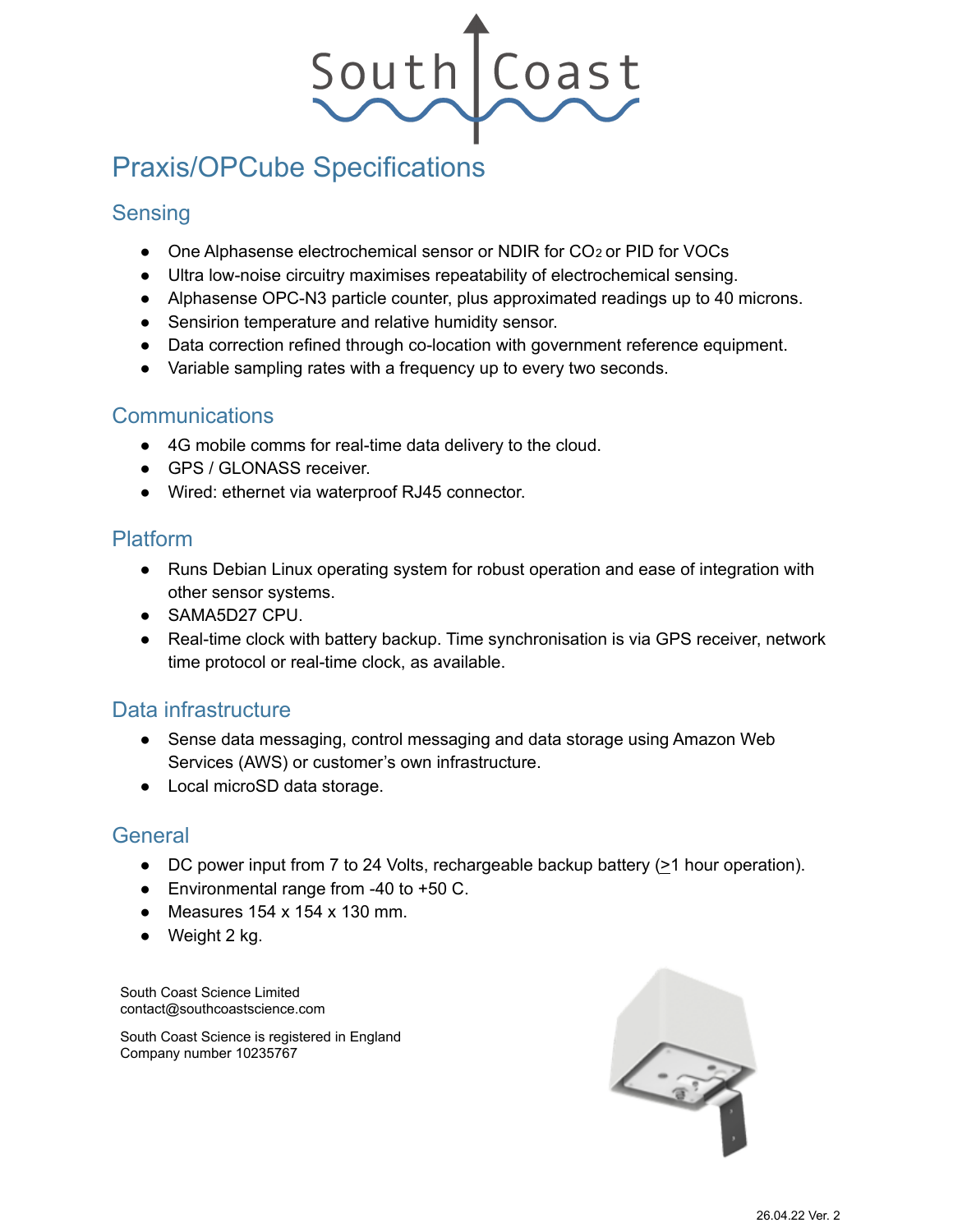South Coast

# Praxis/OPCube Specifications

## Sensing

- One Alphasense electrochemical sensor or NDIR for $CO_2$ or PID for VOCs
- Ultra low-noise circuitry maximises repeatability of electrochemical sensing.
- Alphasense OPC-N3 particle counter, plus approximated readings up to 40 microns.
- Sensirion temperature and relative humidity sensor.
- Data correction refined through co-location with government reference equipment.
- Variable sampling rates with a frequency up to every two seconds.

## Communications

- 4G mobile comms for real-time data delivery to the cloud.
- GPS / GLONASS receiver.
- Wired: ethernet via waterproof RJ45 connector.

## Platform

- Runs Debian Linux operating system for robust operation and ease of integration with other sensor systems.
- SAMA5D27 CPU.
- Real-time clock with battery backup. Time synchronisation is via GPS receiver, network time protocol or real-time clock, as available.

## Data infrastructure

- Sense data messaging, control messaging and data storage using Amazon Web Services (AWS) or customer's own infrastructure.
- Local microSD data storage.

## General

- DC power input from 7 to 24 Volts, rechargeable backup battery ($\geq$1 hour operation).
- Environmental range from -40 to +50 C.
- Measures 154 x 154 x 130 mm.
- Weight 2 kg.

South Coast Science Limited
contact@southcoastscience.com

South Coast Science is registered in England
Company number 10235767

26.04.22 Ver. 2